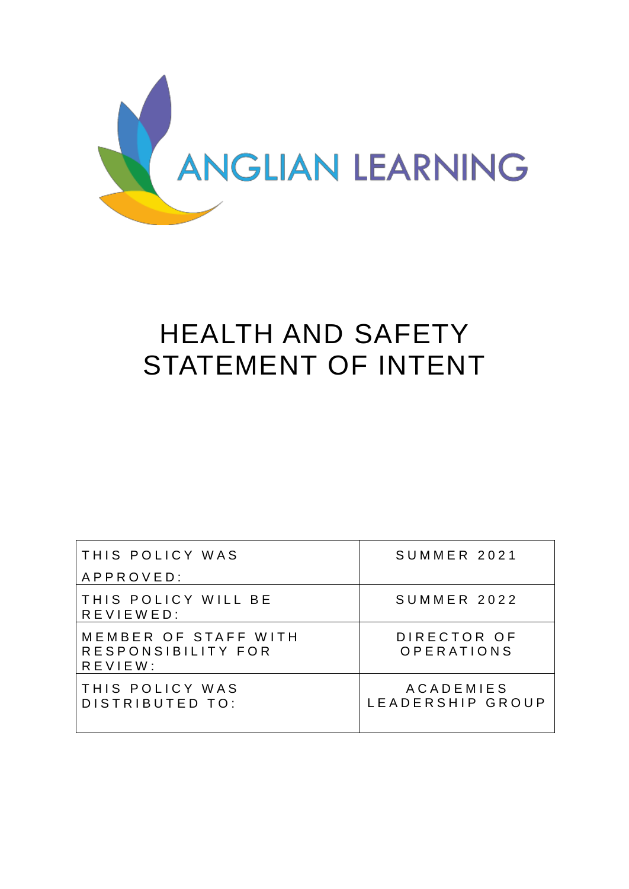ANGLIAN LEARNING

# HEALTH AND SAFETY STATEMENT OF INTENT

| | |
|---|---|
| THIS POLICY WAS APPROVED: | SUMMER 2021 |
| THIS POLICY WILL BE REVIEWED: | SUMMER 2022 |
| MEMBER OF STAFF WITH RESPONSIBILITY FOR REVIEW: | DIRECTOR OF OPERATIONS |
| THIS POLICY WAS DISTRIBUTED TO: | ACADEMIES LEADERSHIP GROUP |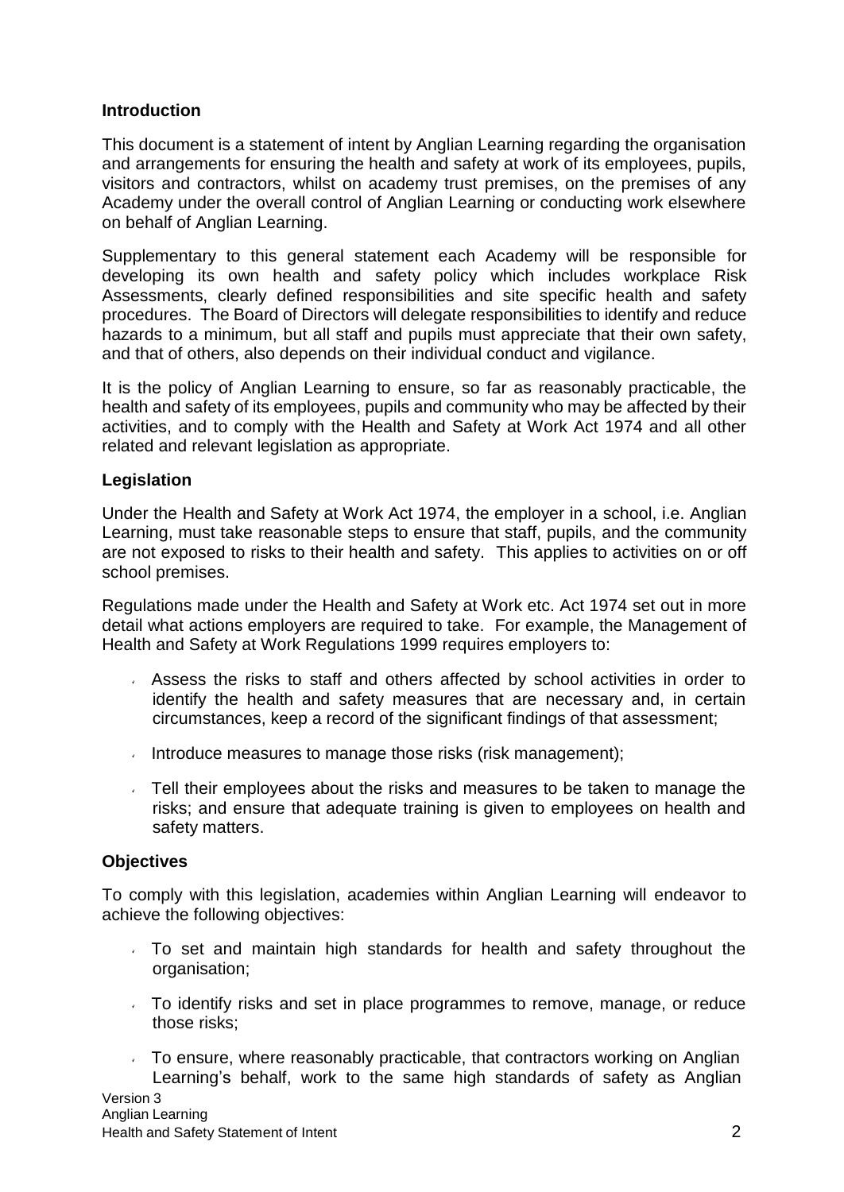## Introduction

This document is a statement of intent by Anglian Learning regarding the organisation and arrangements for ensuring the health and safety at work of its employees, pupils, visitors and contractors, whilst on academy trust premises, on the premises of any Academy under the overall control of Anglian Learning or conducting work elsewhere on behalf of Anglian Learning.

Supplementary to this general statement each Academy will be responsible for developing its own health and safety policy which includes workplace Risk Assessments, clearly defined responsibilities and site specific health and safety procedures. The Board of Directors will delegate responsibilities to identify and reduce hazards to a minimum, but all staff and pupils must appreciate that their own safety, and that of others, also depends on their individual conduct and vigilance.

It is the policy of Anglian Learning to ensure, so far as reasonably practicable, the health and safety of its employees, pupils and community who may be affected by their activities, and to comply with the Health and Safety at Work Act 1974 and all other related and relevant legislation as appropriate.

## Legislation

Under the Health and Safety at Work Act 1974, the employer in a school, i.e. Anglian Learning, must take reasonable steps to ensure that staff, pupils, and the community are not exposed to risks to their health and safety. This applies to activities on or off school premises.

Regulations made under the Health and Safety at Work etc. Act 1974 set out in more detail what actions employers are required to take. For example, the Management of Health and Safety at Work Regulations 1999 requires employers to:

- Assess the risks to staff and others affected by school activities in order to identify the health and safety measures that are necessary and, in certain circumstances, keep a record of the significant findings of that assessment;
- Introduce measures to manage those risks (risk management);
- Tell their employees about the risks and measures to be taken to manage the risks; and ensure that adequate training is given to employees on health and safety matters.

## Objectives

To comply with this legislation, academies within Anglian Learning will endeavor to achieve the following objectives:

- To set and maintain high standards for health and safety throughout the organisation;
- To identify risks and set in place programmes to remove, manage, or reduce those risks;
- To ensure, where reasonably practicable, that contractors working on Anglian Learning's behalf, work to the same high standards of safety as Anglian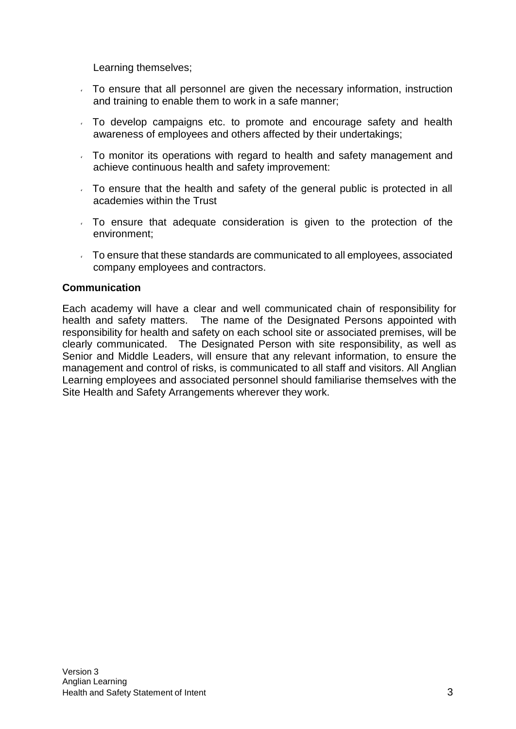Learning themselves;

- To ensure that all personnel are given the necessary information, instruction and training to enable them to work in a safe manner;
- To develop campaigns etc. to promote and encourage safety and health awareness of employees and others affected by their undertakings;
- To monitor its operations with regard to health and safety management and achieve continuous health and safety improvement:
- To ensure that the health and safety of the general public is protected in all academies within the Trust
- To ensure that adequate consideration is given to the protection of the environment;
- To ensure that these standards are communicated to all employees, associated company employees and contractors.

**Communication**

Each academy will have a clear and well communicated chain of responsibility for health and safety matters. The name of the Designated Persons appointed with responsibility for health and safety on each school site or associated premises, will be clearly communicated. The Designated Person with site responsibility, as well as Senior and Middle Leaders, will ensure that any relevant information, to ensure the management and control of risks, is communicated to all staff and visitors. All Anglian Learning employees and associated personnel should familiarise themselves with the Site Health and Safety Arrangements wherever they work.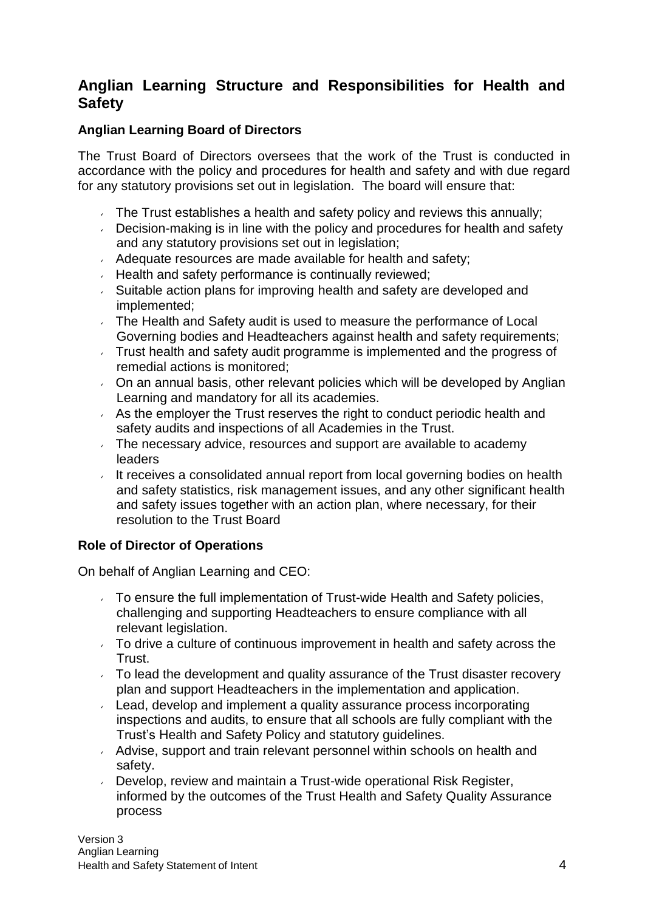## Anglian Learning Structure and Responsibilities for Health and Safety

### Anglian Learning Board of Directors

The Trust Board of Directors oversees that the work of the Trust is conducted in accordance with the policy and procedures for health and safety and with due regard for any statutory provisions set out in legislation. The board will ensure that:

- The Trust establishes a health and safety policy and reviews this annually;
- Decision-making is in line with the policy and procedures for health and safety and any statutory provisions set out in legislation;
- Adequate resources are made available for health and safety;
- Health and safety performance is continually reviewed;
- Suitable action plans for improving health and safety are developed and implemented;
- The Health and Safety audit is used to measure the performance of Local Governing bodies and Headteachers against health and safety requirements;
- Trust health and safety audit programme is implemented and the progress of remedial actions is monitored;
- On an annual basis, other relevant policies which will be developed by Anglian Learning and mandatory for all its academies.
- As the employer the Trust reserves the right to conduct periodic health and safety audits and inspections of all Academies in the Trust.
- The necessary advice, resources and support are available to academy leaders
- It receives a consolidated annual report from local governing bodies on health and safety statistics, risk management issues, and any other significant health and safety issues together with an action plan, where necessary, for their resolution to the Trust Board

### Role of Director of Operations

On behalf of Anglian Learning and CEO:

- To ensure the full implementation of Trust-wide Health and Safety policies, challenging and supporting Headteachers to ensure compliance with all relevant legislation.
- To drive a culture of continuous improvement in health and safety across the Trust.
- To lead the development and quality assurance of the Trust disaster recovery plan and support Headteachers in the implementation and application.
- Lead, develop and implement a quality assurance process incorporating inspections and audits, to ensure that all schools are fully compliant with the Trust's Health and Safety Policy and statutory guidelines.
- Advise, support and train relevant personnel within schools on health and safety.
- Develop, review and maintain a Trust-wide operational Risk Register, informed by the outcomes of the Trust Health and Safety Quality Assurance process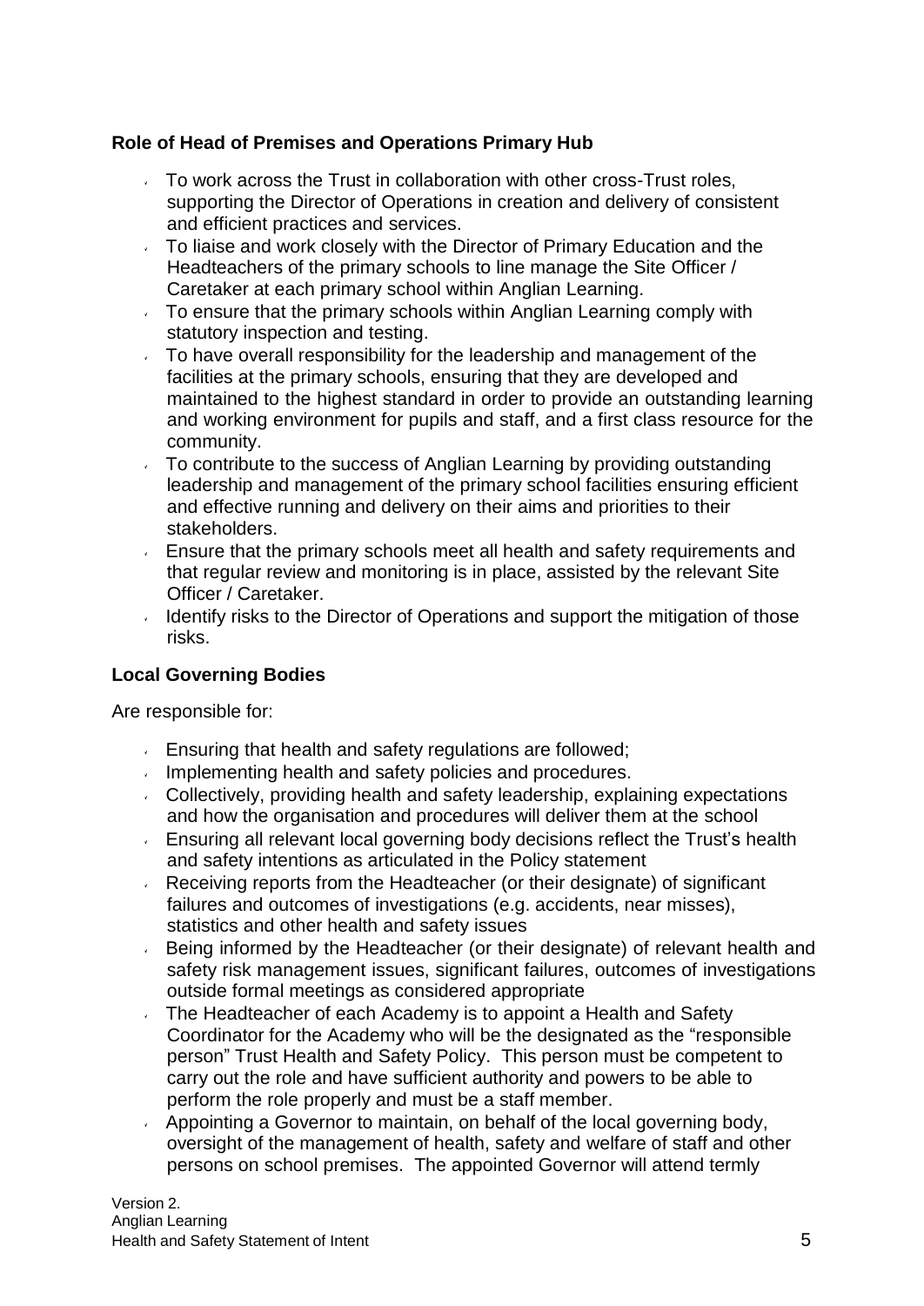### Role of Head of Premises and Operations Primary Hub

- To work across the Trust in collaboration with other cross-Trust roles, supporting the Director of Operations in creation and delivery of consistent and efficient practices and services.
- To liaise and work closely with the Director of Primary Education and the Headteachers of the primary schools to line manage the Site Officer / Caretaker at each primary school within Anglian Learning.
- To ensure that the primary schools within Anglian Learning comply with statutory inspection and testing.
- To have overall responsibility for the leadership and management of the facilities at the primary schools, ensuring that they are developed and maintained to the highest standard in order to provide an outstanding learning and working environment for pupils and staff, and a first class resource for the community.
- To contribute to the success of Anglian Learning by providing outstanding leadership and management of the primary school facilities ensuring efficient and effective running and delivery on their aims and priorities to their stakeholders.
- Ensure that the primary schools meet all health and safety requirements and that regular review and monitoring is in place, assisted by the relevant Site Officer / Caretaker.
- Identify risks to the Director of Operations and support the mitigation of those risks.

### Local Governing Bodies

Are responsible for:

- Ensuring that health and safety regulations are followed;
- Implementing health and safety policies and procedures.
- Collectively, providing health and safety leadership, explaining expectations and how the organisation and procedures will deliver them at the school
- Ensuring all relevant local governing body decisions reflect the Trust's health and safety intentions as articulated in the Policy statement
- Receiving reports from the Headteacher (or their designate) of significant failures and outcomes of investigations (e.g. accidents, near misses), statistics and other health and safety issues
- Being informed by the Headteacher (or their designate) of relevant health and safety risk management issues, significant failures, outcomes of investigations outside formal meetings as considered appropriate
- The Headteacher of each Academy is to appoint a Health and Safety Coordinator for the Academy who will be the designated as the "responsible person" Trust Health and Safety Policy. This person must be competent to carry out the role and have sufficient authority and powers to be able to perform the role properly and must be a staff member.
- Appointing a Governor to maintain, on behalf of the local governing body, oversight of the management of health, safety and welfare of staff and other persons on school premises. The appointed Governor will attend termly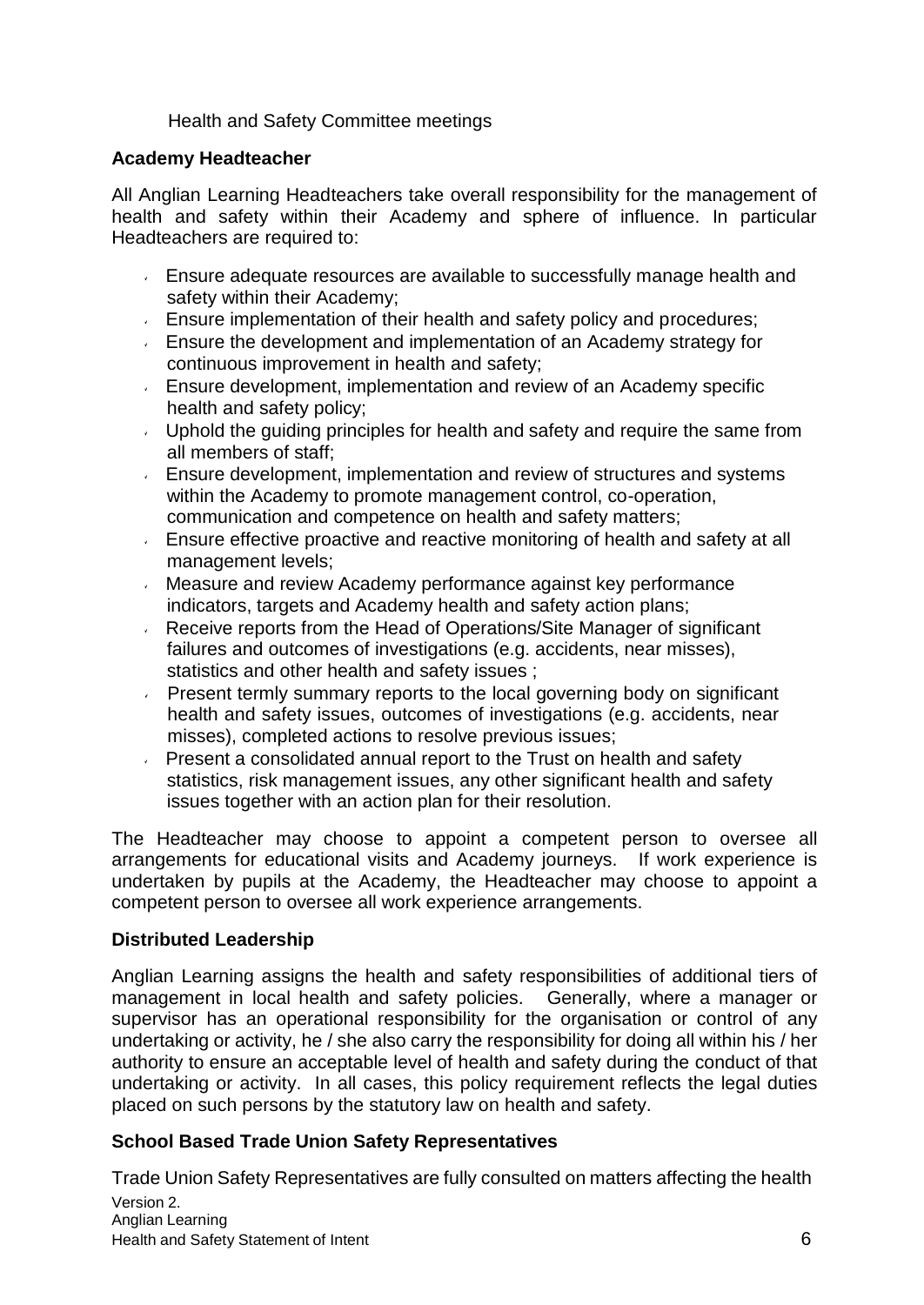Health and Safety Committee meetings

**Academy Headteacher**

All Anglian Learning Headteachers take overall responsibility for the management of health and safety within their Academy and sphere of influence. In particular Headteachers are required to:

- Ensure adequate resources are available to successfully manage health and safety within their Academy;
- Ensure implementation of their health and safety policy and procedures;
- Ensure the development and implementation of an Academy strategy for continuous improvement in health and safety;
- Ensure development, implementation and review of an Academy specific health and safety policy;
- Uphold the guiding principles for health and safety and require the same from all members of staff;
- Ensure development, implementation and review of structures and systems within the Academy to promote management control, co-operation, communication and competence on health and safety matters;
- Ensure effective proactive and reactive monitoring of health and safety at all management levels;
- Measure and review Academy performance against key performance indicators, targets and Academy health and safety action plans;
- Receive reports from the Head of Operations/Site Manager of significant failures and outcomes of investigations (e.g. accidents, near misses), statistics and other health and safety issues ;
- Present termly summary reports to the local governing body on significant health and safety issues, outcomes of investigations (e.g. accidents, near misses), completed actions to resolve previous issues;
- Present a consolidated annual report to the Trust on health and safety statistics, risk management issues, any other significant health and safety issues together with an action plan for their resolution.

The Headteacher may choose to appoint a competent person to oversee all arrangements for educational visits and Academy journeys. If work experience is undertaken by pupils at the Academy, the Headteacher may choose to appoint a competent person to oversee all work experience arrangements.

**Distributed Leadership**

Anglian Learning assigns the health and safety responsibilities of additional tiers of management in local health and safety policies. Generally, where a manager or supervisor has an operational responsibility for the organisation or control of any undertaking or activity, he / she also carry the responsibility for doing all within his / her authority to ensure an acceptable level of health and safety during the conduct of that undertaking or activity. In all cases, this policy requirement reflects the legal duties placed on such persons by the statutory law on health and safety.

**School Based Trade Union Safety Representatives**

Trade Union Safety Representatives are fully consulted on matters affecting the health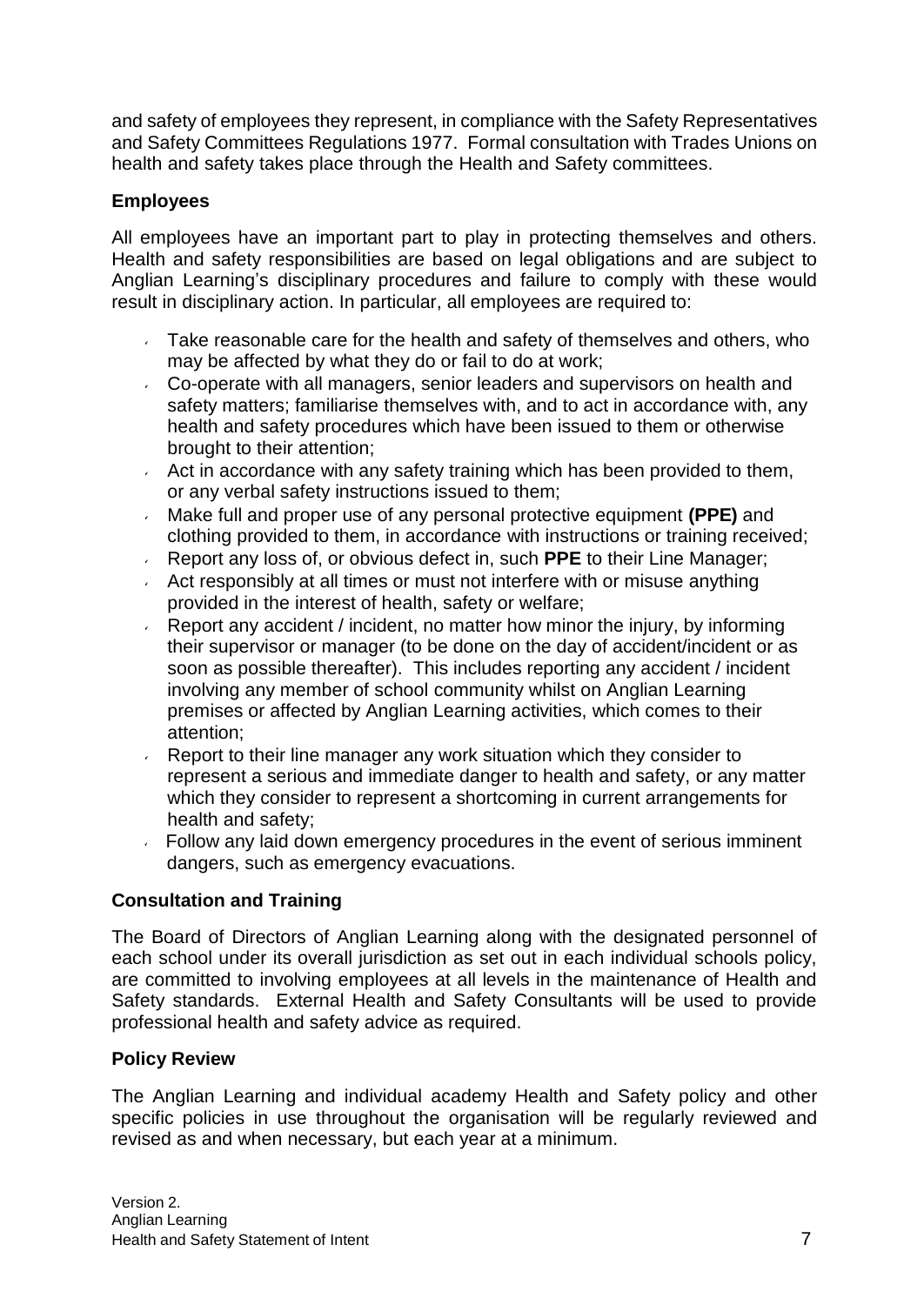and safety of employees they represent, in compliance with the Safety Representatives and Safety Committees Regulations 1977. Formal consultation with Trades Unions on health and safety takes place through the Health and Safety committees.

### Employees

All employees have an important part to play in protecting themselves and others. Health and safety responsibilities are based on legal obligations and are subject to Anglian Learning's disciplinary procedures and failure to comply with these would result in disciplinary action. In particular, all employees are required to:

- Take reasonable care for the health and safety of themselves and others, who may be affected by what they do or fail to do at work;
- Co-operate with all managers, senior leaders and supervisors on health and safety matters; familiarise themselves with, and to act in accordance with, any health and safety procedures which have been issued to them or otherwise brought to their attention;
- Act in accordance with any safety training which has been provided to them, or any verbal safety instructions issued to them;
- Make full and proper use of any personal protective equipment **(PPE)** and clothing provided to them, in accordance with instructions or training received;
- Report any loss of, or obvious defect in, such **PPE** to their Line Manager;
- Act responsibly at all times or must not interfere with or misuse anything provided in the interest of health, safety or welfare;
- Report any accident / incident, no matter how minor the injury, by informing their supervisor or manager (to be done on the day of accident/incident or as soon as possible thereafter). This includes reporting any accident / incident involving any member of school community whilst on Anglian Learning premises or affected by Anglian Learning activities, which comes to their attention;
- Report to their line manager any work situation which they consider to represent a serious and immediate danger to health and safety, or any matter which they consider to represent a shortcoming in current arrangements for health and safety;
- Follow any laid down emergency procedures in the event of serious imminent dangers, such as emergency evacuations.

### Consultation and Training

The Board of Directors of Anglian Learning along with the designated personnel of each school under its overall jurisdiction as set out in each individual schools policy, are committed to involving employees at all levels in the maintenance of Health and Safety standards. External Health and Safety Consultants will be used to provide professional health and safety advice as required.

### Policy Review

The Anglian Learning and individual academy Health and Safety policy and other specific policies in use throughout the organisation will be regularly reviewed and revised as and when necessary, but each year at a minimum.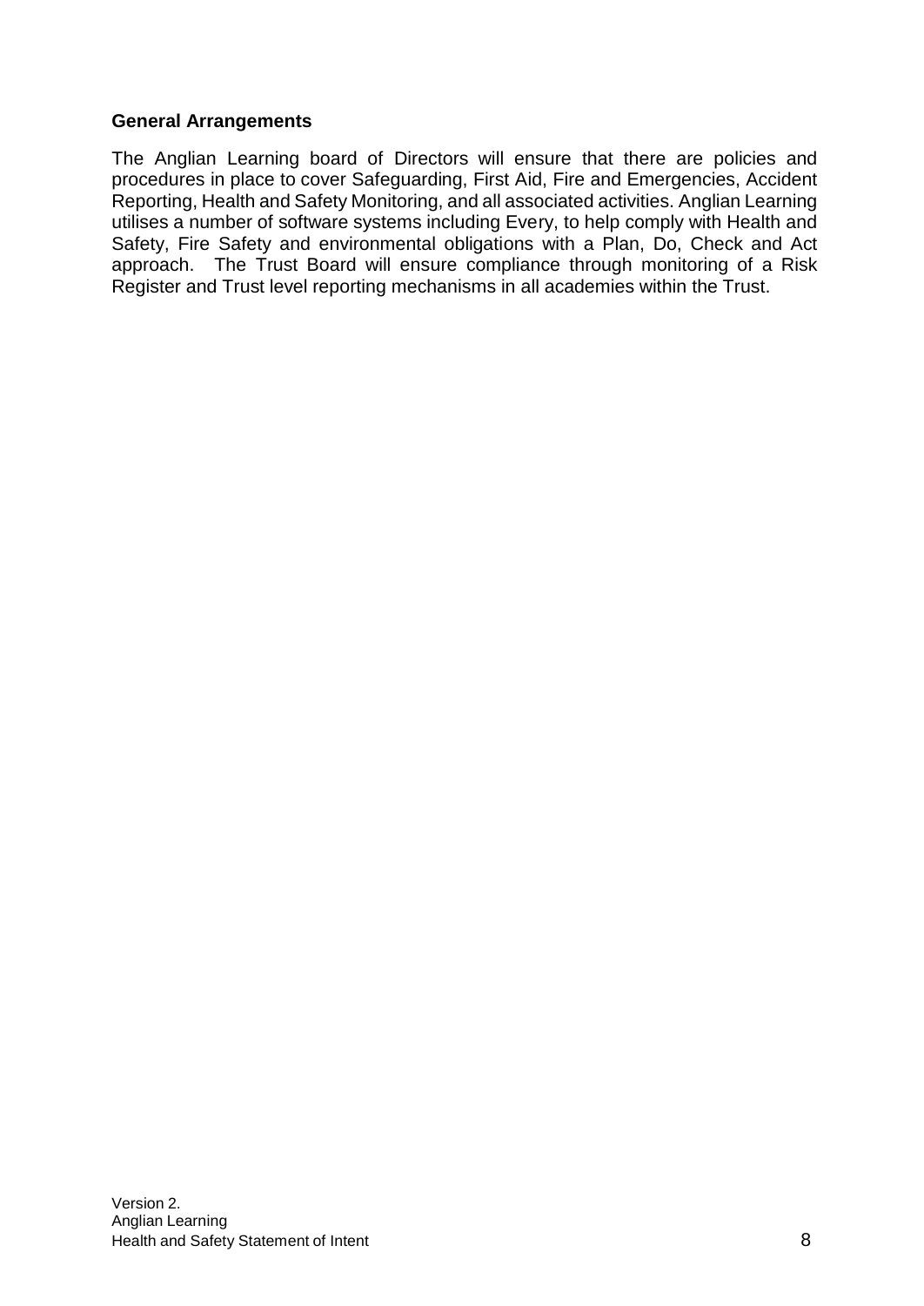**General Arrangements**

The Anglian Learning board of Directors will ensure that there are policies and procedures in place to cover Safeguarding, First Aid, Fire and Emergencies, Accident Reporting, Health and Safety Monitoring, and all associated activities. Anglian Learning utilises a number of software systems including Every, to help comply with Health and Safety, Fire Safety and environmental obligations with a Plan, Do, Check and Act approach. The Trust Board will ensure compliance through monitoring of a Risk Register and Trust level reporting mechanisms in all academies within the Trust.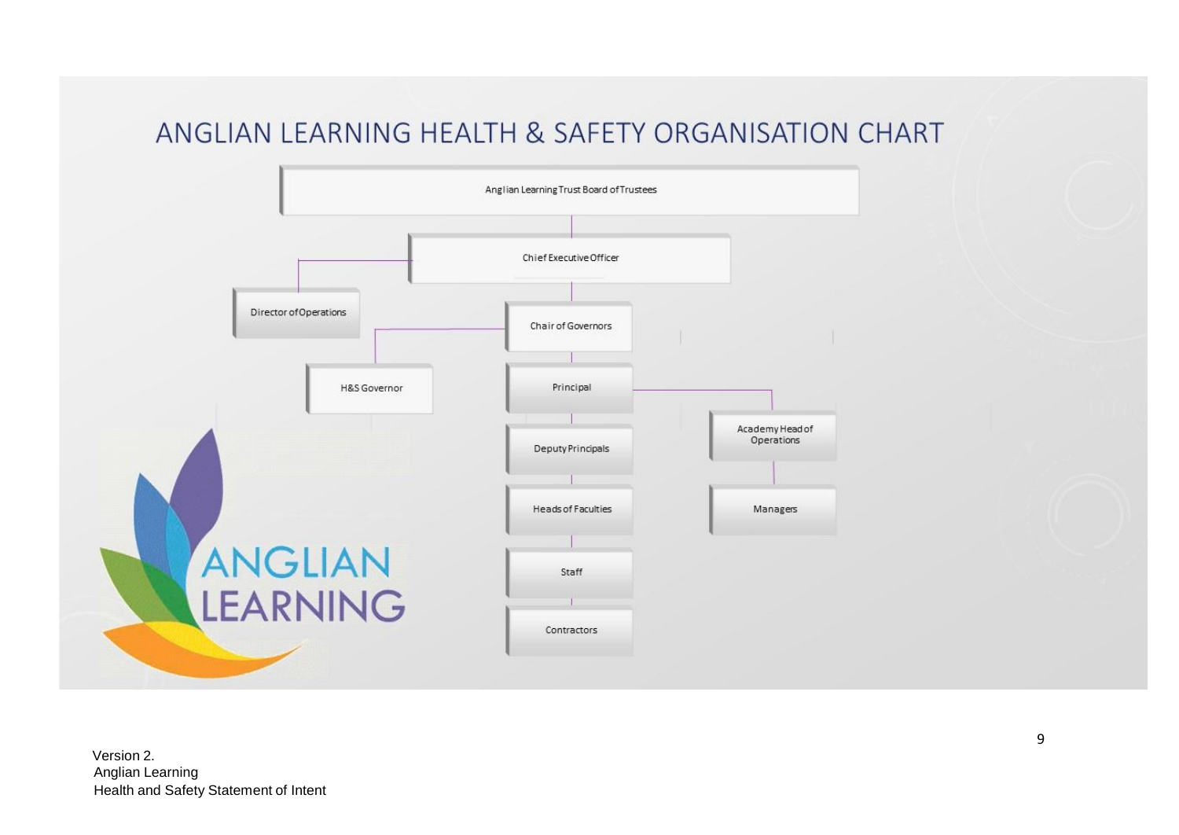# ANGLIAN LEARNING HEALTH & SAFETY ORGANISATION CHART

Anglian Learning Trust Board of Trustees

Chief Executive Officer

Director of Operations

Chair of Governors

H&S Governor

Principal

Academy Head of Operations

Deputy Principals

Heads of Faculties

Managers

Staff

Contractors

ANGLIAN LEARNING

Version 2.
Anglian Learning
Health and Safety Statement of Intent